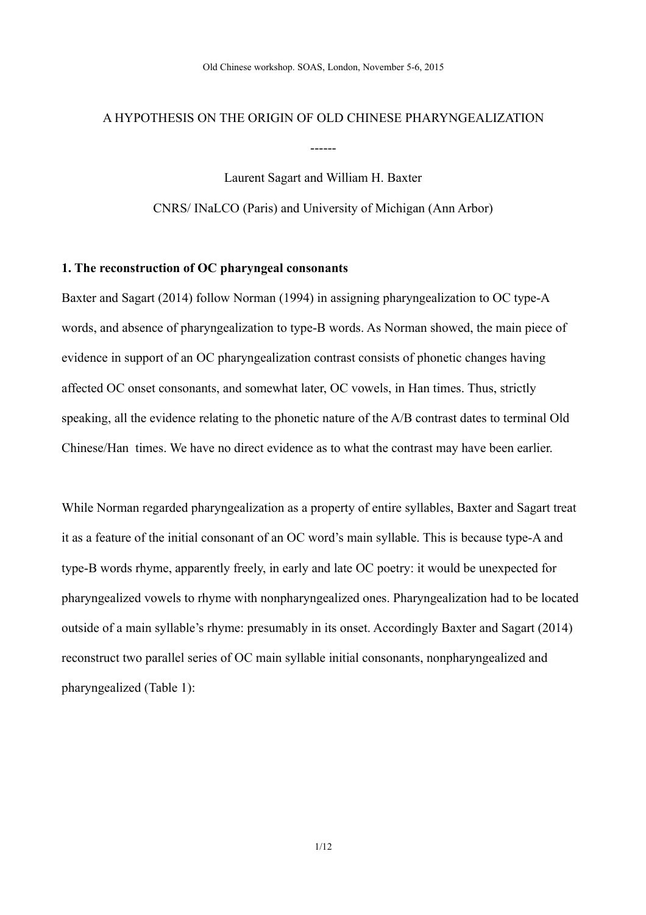Old Chinese workshop. SOAS, London, November 5-6, 2015

# A HYPOTHESIS ON THE ORIGIN OF OLD CHINESE PHARYNGEALIZATION

------

Laurent Sagart and William H. Baxter

CNRS/ INaLCO (Paris) and University of Michigan (Ann Arbor)

## 1. The reconstruction of OC pharyngeal consonants

Baxter and Sagart (2014) follow Norman (1994) in assigning pharyngealization to OC type-A words, and absence of pharyngealization to type-B words. As Norman showed, the main piece of evidence in support of an OC pharyngealization contrast consists of phonetic changes having affected OC onset consonants, and somewhat later, OC vowels, in Han times. Thus, strictly speaking, all the evidence relating to the phonetic nature of the A/B contrast dates to terminal Old Chinese/Han times. We have no direct evidence as to what the contrast may have been earlier.

While Norman regarded pharyngealization as a property of entire syllables, Baxter and Sagart treat it as a feature of the initial consonant of an OC word's main syllable. This is because type-A and type-B words rhyme, apparently freely, in early and late OC poetry: it would be unexpected for pharyngealized vowels to rhyme with nonpharyngealized ones. Pharyngealization had to be located outside of a main syllable's rhyme: presumably in its onset. Accordingly Baxter and Sagart (2014) reconstruct two parallel series of OC main syllable initial consonants, nonpharyngealized and pharyngealized (Table 1):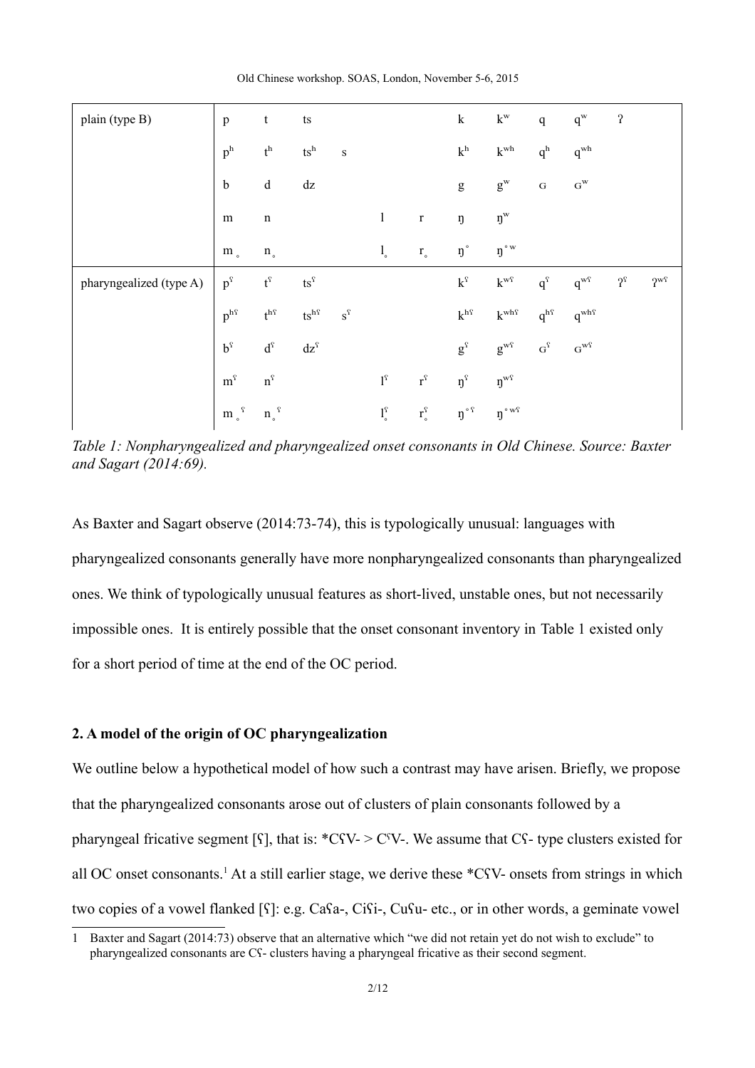| plain (type B) | p | t | ts | | | | k | kʷ | q | qʷ | ʔ | |
|---|---|---|---|---|---|---|---|---|---|---|---|---|
| | pʰ | tʰ | tsʰ | s | | | kʰ | kʷʰ | qʰ | qʷʰ | | |
| | b | d | dz | | | | g | gʷ | ɢ | ɢʷ | | |
| | m | n | | | l | r | ŋ | ŋʷ | | | | |
| | m̥ | n̥ | | | l̥ | r̥ | ŋ̊ | ŋ̊ʷ | | | | |
| pharyngealized (type A) | pˤ | tˤ | tsˤ | | | | kˤ | kʷˤ | qˤ | qʷˤ | ʔˤ | ʔʷˤ |
| | pʰˤ | tʰˤ | tsʰˤ | sˤ | | | kʰˤ | kʷʰˤ | qʰˤ | qʷʰˤ | | |
| | bˤ | dˤ | dzˤ | | | | gˤ | gʷˤ | ɢˤ | ɢʷˤ | | |
| | mˤ | nˤ | | | lˤ | rˤ | ŋˤ | ŋʷˤ | | | | |
| | m̥ˤ | n̥ˤ | | | l̥ˤ | r̥ˤ | ŋ̊ˤ | ŋ̊ʷˤ | | | | |

*Table 1: Nonpharyngealized and pharyngealized onset consonants in Old Chinese. Source: Baxter and Sagart (2014:69).*

As Baxter and Sagart observe (2014:73-74), this is typologically unusual: languages with pharyngealized consonants generally have more nonpharyngealized consonants than pharyngealized ones. We think of typologically unusual features as short-lived, unstable ones, but not necessarily impossible ones. It is entirely possible that the onset consonant inventory in Table 1 existed only for a short period of time at the end of the OC period.

## 2. A model of the origin of OC pharyngealization

We outline below a hypothetical model of how such a contrast may have arisen. Briefly, we propose that the pharyngealized consonants arose out of clusters of plain consonants followed by a pharyngeal fricative segment [ʕ], that is: *CʕV- > CˤV-. We assume that Cʕ- type clusters existed for all OC onset consonants.[1] At a still earlier stage, we derive these *CʕV- onsets from strings in which two copies of a vowel flanked [ʕ]: e.g. Caʕa-, Ciʕi-, Cuʕu- etc., or in other words, a geminate vowel

[1] Baxter and Sagart (2014:73) observe that an alternative which "we did not retain yet do not wish to exclude" to pharyngealized consonants are Cʕ- clusters having a pharyngeal fricative as their second segment.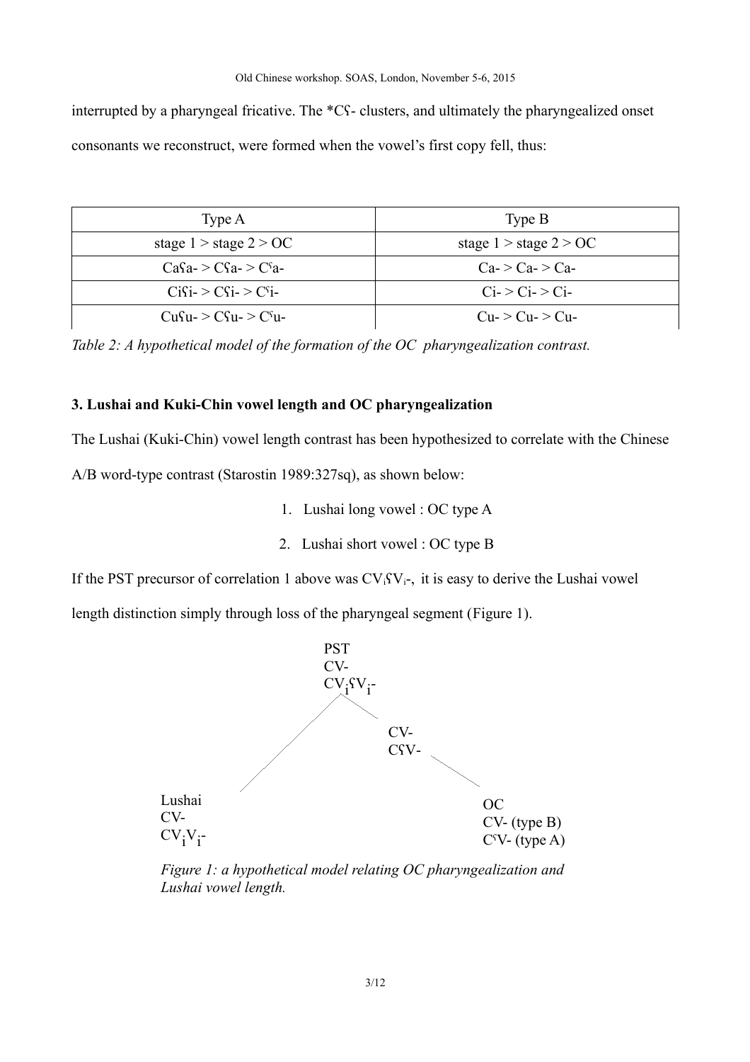interrupted by a pharyngeal fricative. The *Cʕ- clusters, and ultimately the pharyngealized onset consonants we reconstruct, were formed when the vowel's first copy fell, thus:

| Type A | Type B |
|---|---|
| stage 1 > stage 2 > OC | stage 1 > stage 2 > OC |
| Caʕa- > Cʕa- > Cˤa- | Ca- > Ca- > Ca- |
| Ciʕi- > Cʕi- > Cˤi- | Ci- > Ci- > Ci- |
| Cuʕu- > Cʕu- > Cˤu- | Cu- > Cu- > Cu- |

*Table 2: A hypothetical model of the formation of the OC pharyngealization contrast.*

### 3. Lushai and Kuki-Chin vowel length and OC pharyngealization

The Lushai (Kuki-Chin) vowel length contrast has been hypothesized to correlate with the Chinese A/B word-type contrast (Starostin 1989:327sq), as shown below:

1. Lushai long vowel : OC type A
2. Lushai short vowel : OC type B

If the PST precursor of correlation 1 above was $CV_iʕV_i$-, it is easy to derive the Lushai vowel length distinction simply through loss of the pharyngeal segment (Figure 1).

PST
CV-
$CV_iʕV_i$-

CV-
Cʕ V-

Lushai
CV-
$CV_iV_i$-

OC
CV- (type B)
CˤV- (type A)

*Figure 1: a hypothetical model relating OC pharyngealization and Lushai vowel length.*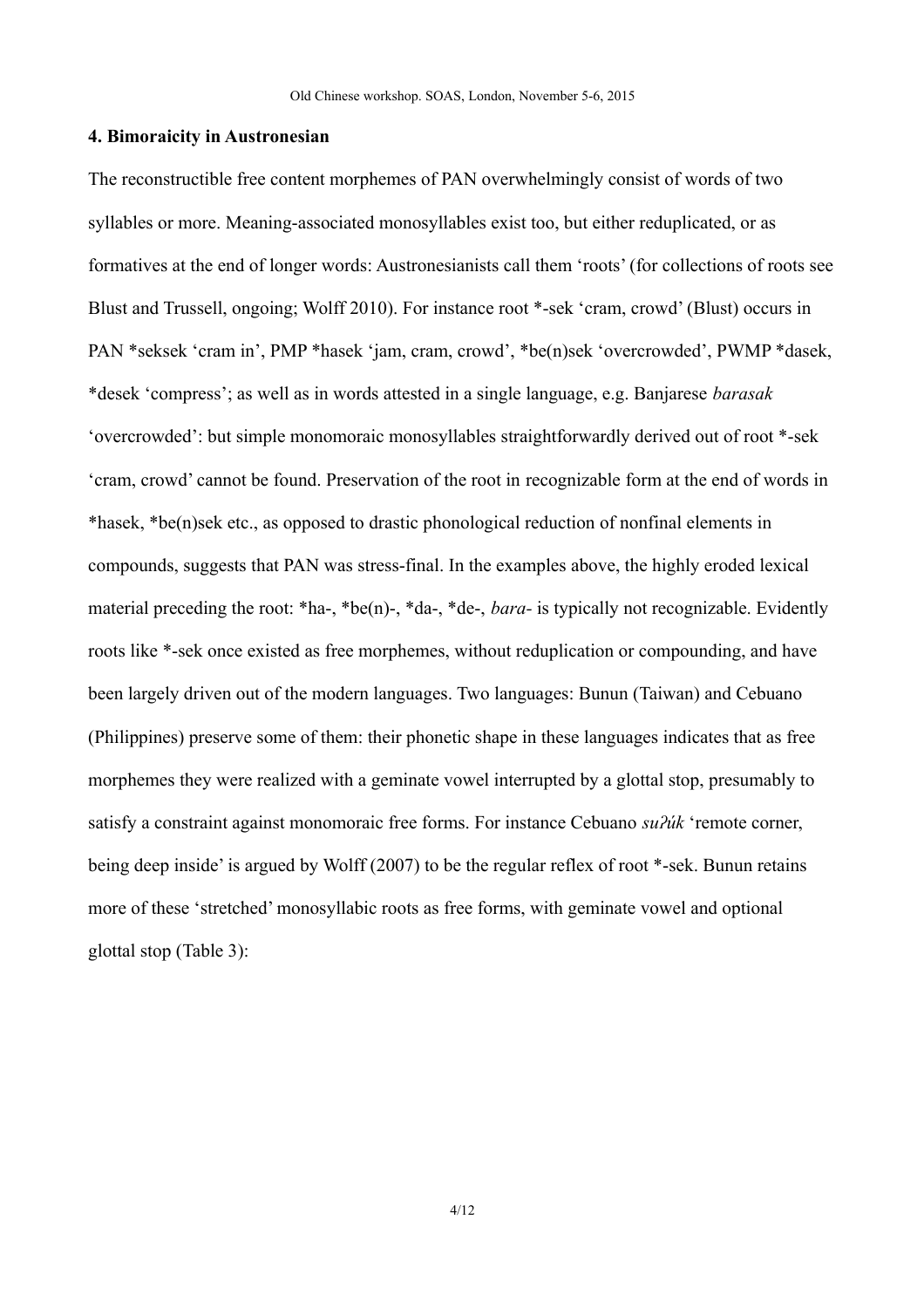## 4. Bimoraicity in Austronesian

The reconstructible free content morphemes of PAN overwhelmingly consist of words of two syllables or more. Meaning-associated monosyllables exist too, but either reduplicated, or as formatives at the end of longer words: Austronesianists call them 'roots' (for collections of roots see Blust and Trussell, ongoing; Wolff 2010). For instance root *-sek 'cram, crowd' (Blust) occurs in PAN *seksek 'cram in', PMP *hasek 'jam, cram, crowd', *be(n)sek 'overcrowded', PWMP *dasek, *desek 'compress'; as well as in words attested in a single language, e.g. Banjarese *barasak* 'overcrowded': but simple monomoraic monosyllables straightforwardly derived out of root *-sek 'cram, crowd' cannot be found. Preservation of the root in recognizable form at the end of words in *hasek, *be(n)sek etc., as opposed to drastic phonological reduction of nonfinal elements in compounds, suggests that PAN was stress-final. In the examples above, the highly eroded lexical material preceding the root: *ha-, *be(n)-, *da-, *de-, *bara-* is typically not recognizable. Evidently roots like *-sek once existed as free morphemes, without reduplication or compounding, and have been largely driven out of the modern languages. Two languages: Bunun (Taiwan) and Cebuano (Philippines) preserve some of them: their phonetic shape in these languages indicates that as free morphemes they were realized with a geminate vowel interrupted by a glottal stop, presumably to satisfy a constraint against monomoraic free forms. For instance Cebuano *suʔúk* 'remote corner, being deep inside' is argued by Wolff (2007) to be the regular reflex of root *-sek. Bunun retains more of these 'stretched' monosyllabic roots as free forms, with geminate vowel and optional glottal stop (Table 3):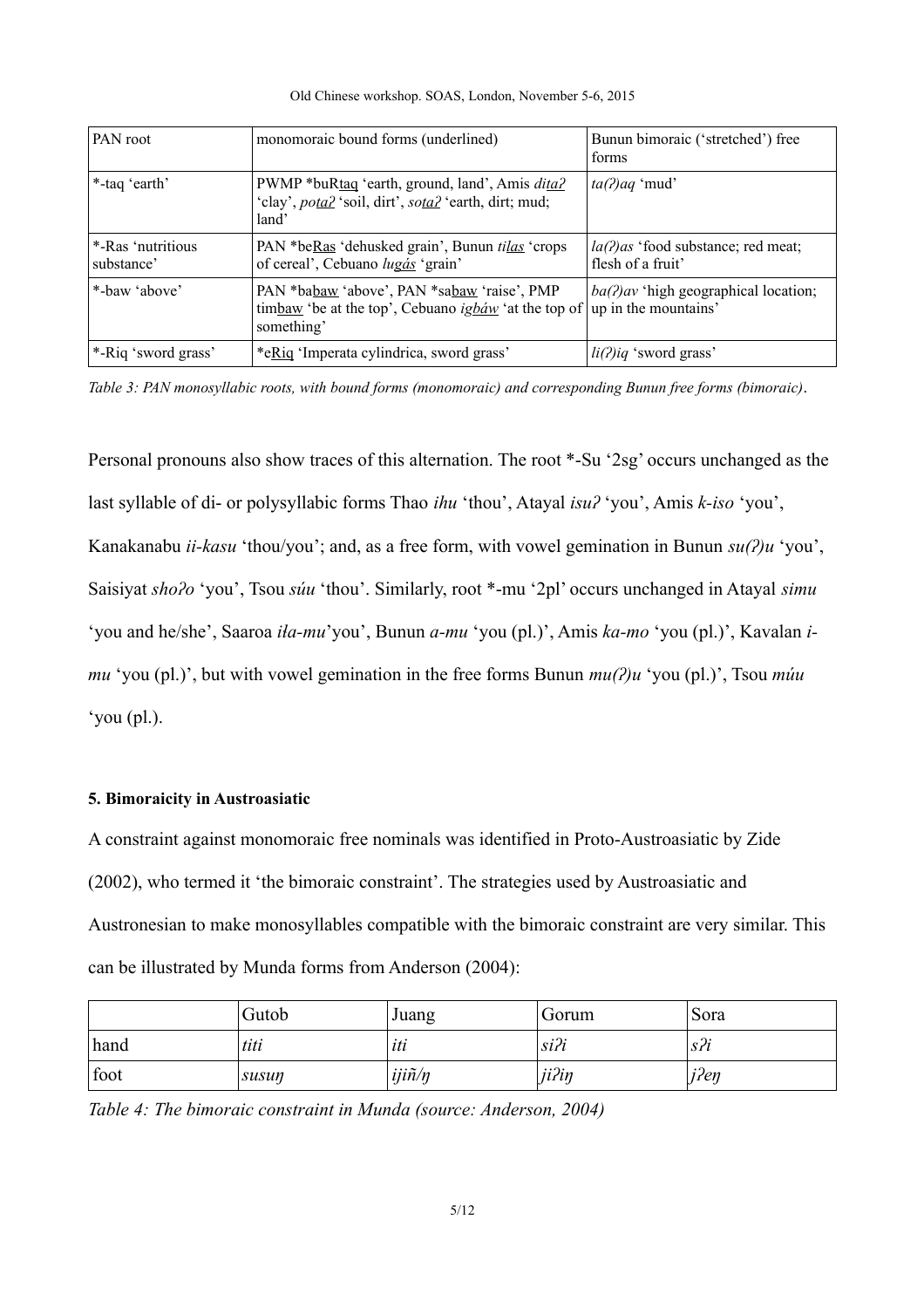| PAN root | monomoraic bound forms (underlined) | Bunun bimoraic ('stretched') free forms |
|---|---|---|
| *-taq 'earth' | PWMP *buR<u>taq</u> 'earth, ground, land', Amis *di<u>taʔ</u>* 'clay', *po<u>taʔ</u>* 'soil, dirt', *so<u>taʔ</u>* 'earth, dirt; mud; land' | *ta(ʔ)aq* 'mud' |
| *-Ras 'nutritious substance' | PAN *be<u>Ras</u> 'dehusked grain', Bunun *ti<u>las</u>* 'crops of cereal', Cebuano *lu<u>gás</u>* 'grain' | *la(ʔ)as* 'food substance; red meat; flesh of a fruit' |
| *-baw 'above' | PAN *ba<u>baw</u> 'above', PAN *sa<u>baw</u> 'raise', PMP tim<u>baw</u> 'be at the top', Cebuano *ig<u>báw</u>* 'at the top of something' | *ba(ʔ)av* 'high geographical location; up in the mountains' |
| *-Riq 'sword grass' | *e<u>Riq</u> 'Imperata cylindrica, sword grass' | *li(ʔ)iq* 'sword grass' |

*Table 3: PAN monosyllabic roots, with bound forms (monomoraic) and corresponding Bunun free forms (bimoraic).*

Personal pronouns also show traces of this alternation. The root *-Su '2sg' occurs unchanged as the last syllable of di- or polysyllabic forms Thao *ihu* 'thou', Atayal *isuʔ* 'you', Amis *k-iso* 'you', Kanakanabu *ii-kasu* 'thou/you'; and, as a free form, with vowel gemination in Bunun *su(ʔ)u* 'you', Saisiyat *shoʔo* 'you', Tsou *súu* 'thou'. Similarly, root *-mu '2pl' occurs unchanged in Atayal *simu* 'you and he/she', Saaroa *iła-mu*'you', Bunun *a-mu* 'you (pl.)', Amis *ka-mo* 'you (pl.)', Kavalan *i-mu* 'you (pl.)', but with vowel gemination in the free forms Bunun *mu(ʔ)u* 'you (pl.)', Tsou *múu* 'you (pl.).

**5. Bimoraicity in Austroasiatic**

A constraint against monomoraic free nominals was identified in Proto-Austroasiatic by Zide (2002), who termed it 'the bimoraic constraint'. The strategies used by Austroasiatic and Austronesian to make monosyllables compatible with the bimoraic constraint are very similar. This can be illustrated by Munda forms from Anderson (2004):

| | Gutob | Juang | Gorum | Sora |
|---|---|---|---|---|
| hand | *titi* | *iti* | *siʔi* | *sʔi* |
| foot | *susuŋ* | *ijiñ/ŋ* | *jiʔiŋ* | *jʔeŋ* |

*Table 4: The bimoraic constraint in Munda (source: Anderson, 2004)*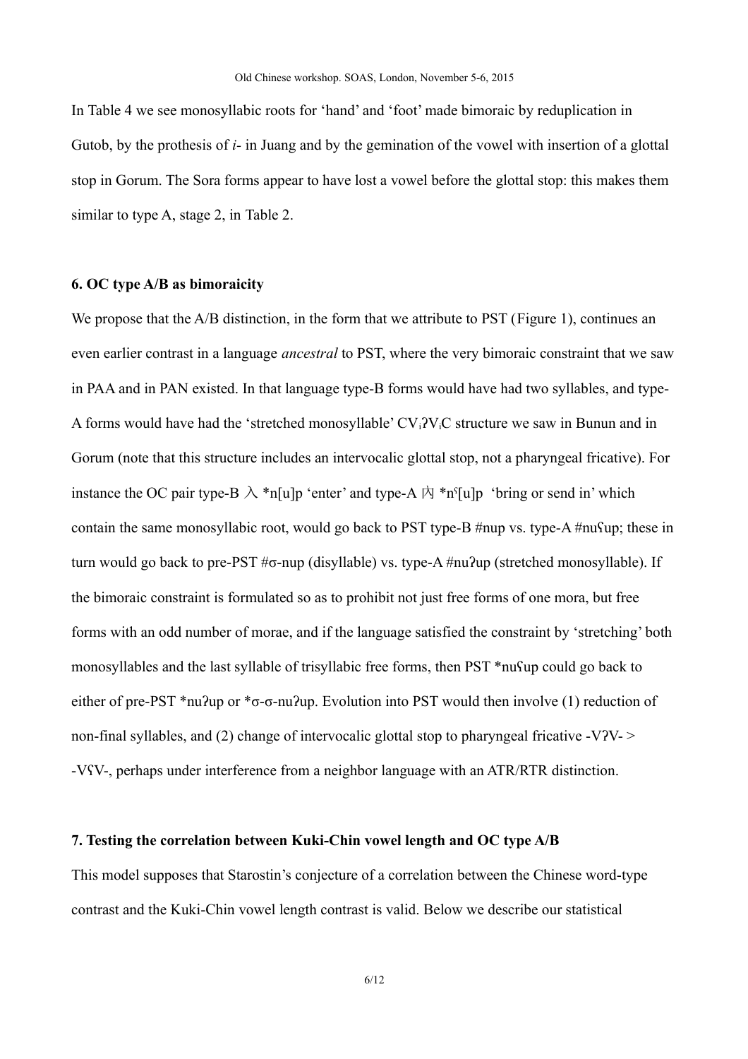In Table 4 we see monosyllabic roots for 'hand' and 'foot' made bimoraic by reduplication in Gutob, by the prothesis of *i-* in Juang and by the gemination of the vowel with insertion of a glottal stop in Gorum. The Sora forms appear to have lost a vowel before the glottal stop: this makes them similar to type A, stage 2, in Table 2.

### 6. OC type A/B as bimoraicity

We propose that the A/B distinction, in the form that we attribute to PST (Figure 1), continues an even earlier contrast in a language *ancestral* to PST, where the very bimoraic constraint that we saw in PAA and in PAN existed. In that language type-B forms would have had two syllables, and type-A forms would have had the 'stretched monosyllable' $CV_iʔV_iC$ structure we saw in Bunun and in Gorum (note that this structure includes an intervocalic glottal stop, not a pharyngeal fricative). For instance the OC pair type-B 入 *n[u]p 'enter' and type-A 內 *nˤ[u]p 'bring or send in' which contain the same monosyllabic root, would go back to PST type-B #nup vs. type-A #nuʕup; these in turn would go back to pre-PST #σ-nup (disyllable) vs. type-A #nuʔup (stretched monosyllable). If the bimoraic constraint is formulated so as to prohibit not just free forms of one mora, but free forms with an odd number of morae, and if the language satisfied the constraint by 'stretching' both monosyllables and the last syllable of trisyllabic free forms, then PST *nuʕup could go back to either of pre-PST *nuʔup or *σ-σ-nuʔup. Evolution into PST would then involve (1) reduction of non-final syllables, and (2) change of intervocalic glottal stop to pharyngeal fricative -VʔV- > -VʕV-, perhaps under interference from a neighbor language with an ATR/RTR distinction.

### 7. Testing the correlation between Kuki-Chin vowel length and OC type A/B

This model supposes that Starostin's conjecture of a correlation between the Chinese word-type contrast and the Kuki-Chin vowel length contrast is valid. Below we describe our statistical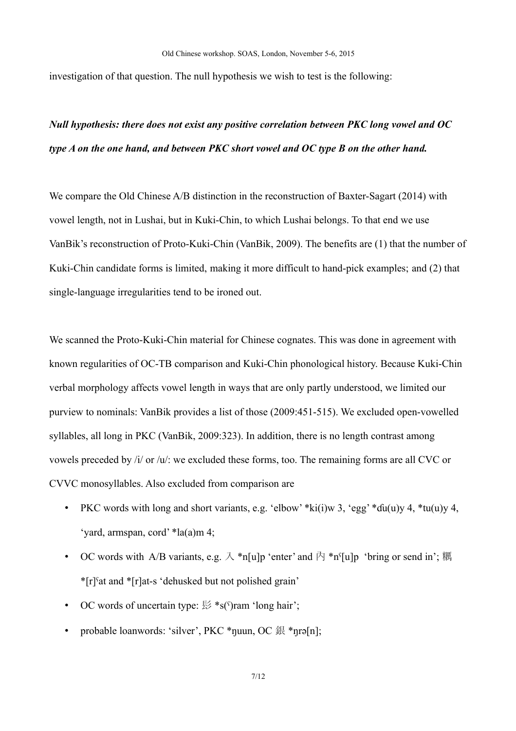investigation of that question. The null hypothesis we wish to test is the following:

***Null hypothesis: there does not exist any positive correlation between PKC long vowel and OC type A on the one hand, and between PKC short vowel and OC type B on the other hand.***

We compare the Old Chinese A/B distinction in the reconstruction of Baxter-Sagart (2014) with vowel length, not in Lushai, but in Kuki-Chin, to which Lushai belongs. To that end we use VanBik's reconstruction of Proto-Kuki-Chin (VanBik, 2009). The benefits are (1) that the number of Kuki-Chin candidate forms is limited, making it more difficult to hand-pick examples; and (2) that single-language irregularities tend to be ironed out.

We scanned the Proto-Kuki-Chin material for Chinese cognates. This was done in agreement with known regularities of OC-TB comparison and Kuki-Chin phonological history. Because Kuki-Chin verbal morphology affects vowel length in ways that are only partly understood, we limited our purview to nominals: VanBik provides a list of those (2009:451-515). We excluded open-vowelled syllables, all long in PKC (VanBik, 2009:323). In addition, there is no length contrast among vowels preceded by /i/ or /u/: we excluded these forms, too. The remaining forms are all CVC or CVVC monosyllables. Also excluded from comparison are

- PKC words with long and short variants, e.g. 'elbow' *ki(i)w 3, 'egg' *ɗu(u)y 4, *tu(u)y 4, 'yard, armspan, cord' *la(a)m 4;
- OC words with A/B variants, e.g. 入 *n[u]p 'enter' and 內 *nˤ[u]p 'bring or send in'; 糲 *[r]ˤat and *[r]at-s 'dehusked but not polished grain'
- OC words of uncertain type: 髟 *s(ˤ)ram 'long hair';
- probable loanwords: 'silver', PKC *ŋuun, OC 銀 *ŋrə[n];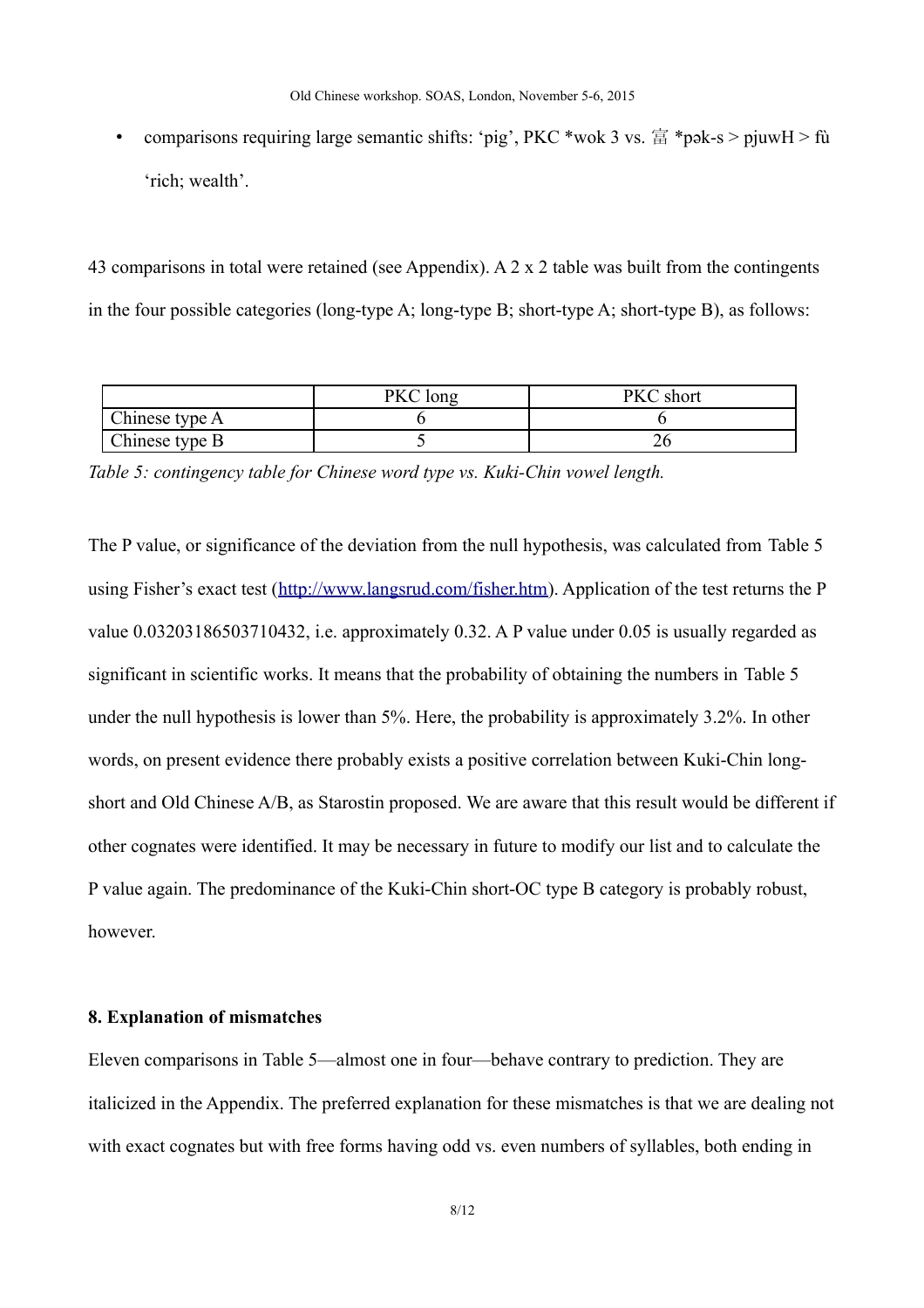- comparisons requiring large semantic shifts: 'pig', PKC *wok 3 vs. 富 *pək-s > pjuwH > fù 'rich; wealth'.

43 comparisons in total were retained (see Appendix). A 2 x 2 table was built from the contingents in the four possible categories (long-type A; long-type B; short-type A; short-type B), as follows:

| | PKC long | PKC short |
|---|---|---|
| Chinese type A | 6 | 6 |
| Chinese type B | 5 | 26 |

*Table 5: contingency table for Chinese word type vs. Kuki-Chin vowel length.*

The P value, or significance of the deviation from the null hypothesis, was calculated from Table 5 using Fisher's exact test (http://www.langsrud.com/fisher.htm). Application of the test returns the P value 0.03203186503710432, i.e. approximately 0.32. A P value under 0.05 is usually regarded as significant in scientific works. It means that the probability of obtaining the numbers in Table 5 under the null hypothesis is lower than 5%. Here, the probability is approximately 3.2%. In other words, on present evidence there probably exists a positive correlation between Kuki-Chin long-short and Old Chinese A/B, as Starostin proposed. We are aware that this result would be different if other cognates were identified. It may be necessary in future to modify our list and to calculate the P value again. The predominance of the Kuki-Chin short-OC type B category is probably robust, however.

**8. Explanation of mismatches**

Eleven comparisons in Table 5—almost one in four—behave contrary to prediction. They are italicized in the Appendix. The preferred explanation for these mismatches is that we are dealing not with exact cognates but with free forms having odd vs. even numbers of syllables, both ending in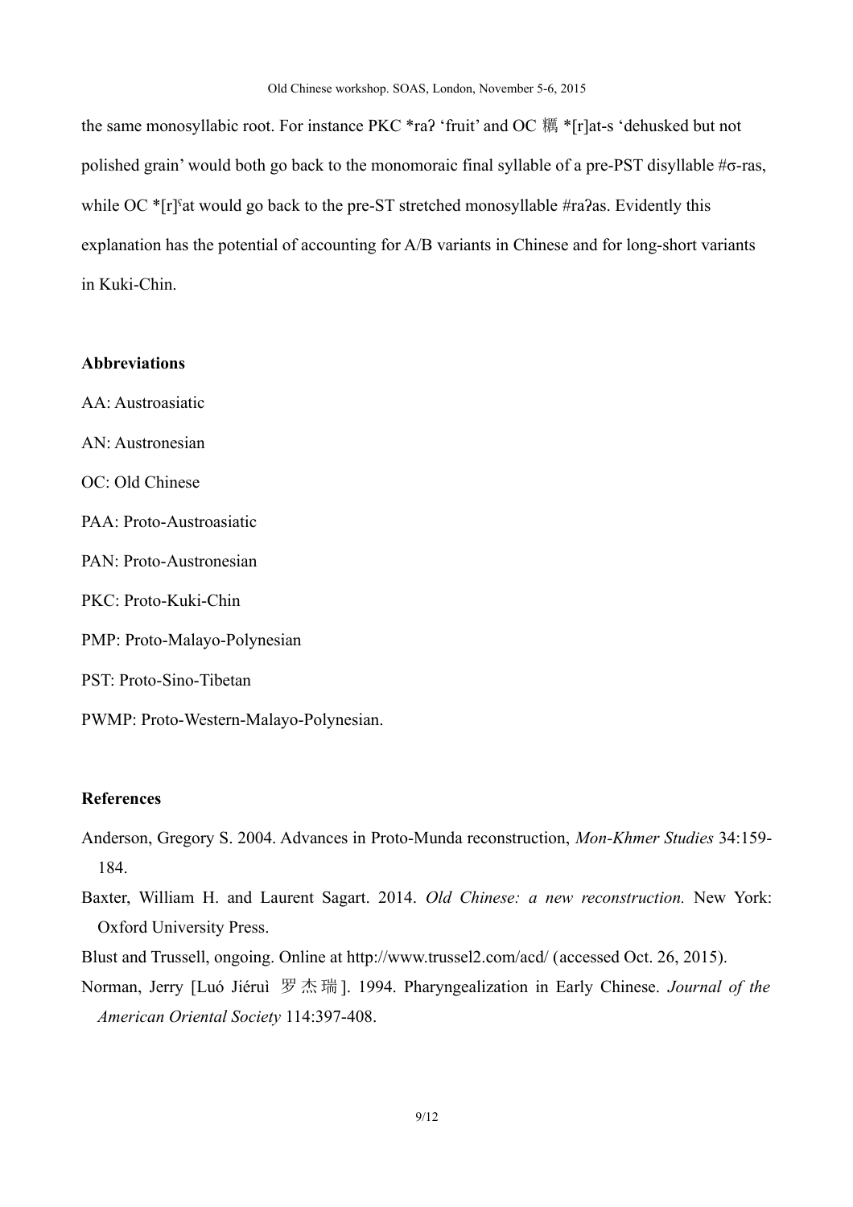the same monosyllabic root. For instance PKC *raʔ 'fruit' and OC 糲 *[r]at-s 'dehusked but not polished grain' would both go back to the monomoraic final syllable of a pre-PST disyllable #σ-ras, while OC *[r]ˤat would go back to the pre-ST stretched monosyllable #raʔas. Evidently this explanation has the potential of accounting for A/B variants in Chinese and for long-short variants in Kuki-Chin.

**Abbreviations**

AA: Austroasiatic

AN: Austronesian

OC: Old Chinese

PAA: Proto-Austroasiatic

PAN: Proto-Austronesian

PKC: Proto-Kuki-Chin

PMP: Proto-Malayo-Polynesian

PST: Proto-Sino-Tibetan

PWMP: Proto-Western-Malayo-Polynesian.

**References**

Anderson, Gregory S. 2004. Advances in Proto-Munda reconstruction, *Mon-Khmer Studies* 34:159-184.

Baxter, William H. and Laurent Sagart. 2014. *Old Chinese: a new reconstruction.* New York: Oxford University Press.

Blust and Trussell, ongoing. Online at http://www.trussel2.com/acd/ (accessed Oct. 26, 2015).

Norman, Jerry [Luó Jiéruì 罗杰瑞]. 1994. Pharyngealization in Early Chinese. *Journal of the American Oriental Society* 114:397-408.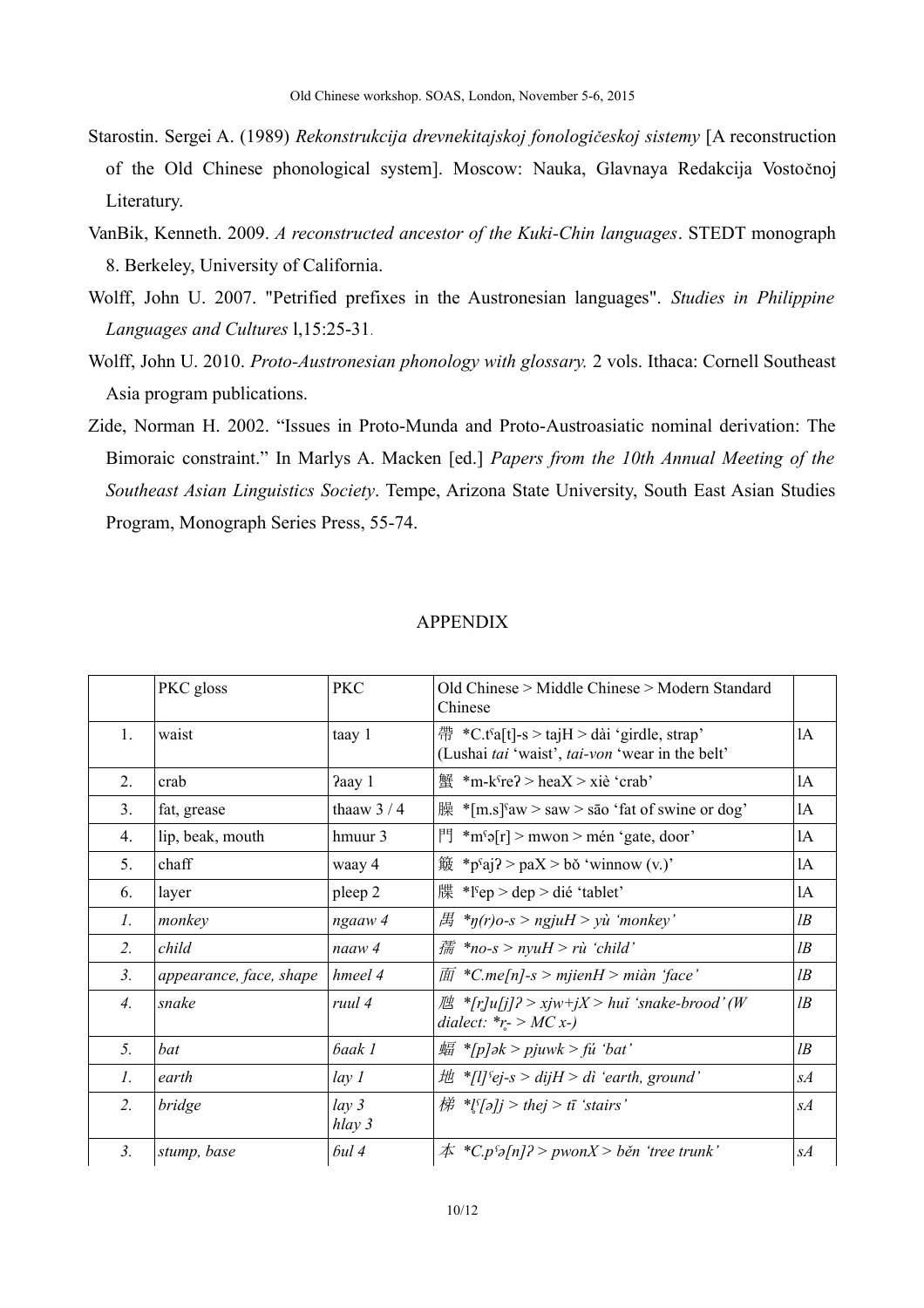Starostin. Sergei A. (1989) *Rekonstrukcija drevnekitajskoj fonologičeskoj sistemy* [A reconstruction of the Old Chinese phonological system]. Moscow: Nauka, Glavnaya Redakcija Vostočnoj Literatury.

VanBik, Kenneth. 2009. *A reconstructed ancestor of the Kuki-Chin languages*. STEDT monograph 8. Berkeley, University of California.

Wolff, John U. 2007. "Petrified prefixes in the Austronesian languages". *Studies in Philippine Languages and Cultures* l,15:25-31.

Wolff, John U. 2010. *Proto-Austronesian phonology with glossary.* 2 vols. Ithaca: Cornell Southeast Asia program publications.

Zide, Norman H. 2002. "Issues in Proto-Munda and Proto-Austroasiatic nominal derivation: The Bimoraic constraint." In Marlys A. Macken [ed.] *Papers from the 10th Annual Meeting of the Southeast Asian Linguistics Society*. Tempe, Arizona State University, South East Asian Studies Program, Monograph Series Press, 55-74.

## APPENDIX

| | PKC gloss | PKC | Old Chinese > Middle Chinese > Modern Standard Chinese | |
|---|---|---|---|---|
| 1. | waist | taay 1 | 帶 \*C.tˤa[t]-s > tajH > dài 'girdle, strap' (Lushai *tai* 'waist', *tai-von* 'wear in the belt' | lA |
| 2. | crab | ʔaay 1 | 蟹 \*m-kˤreʔ > heaX > xiè 'crab' | lA |
| 3. | fat, grease | thaaw 3 / 4 | 臊 \*[m.s]ˤaw > saw > sāo 'fat of swine or dog' | lA |
| 4. | lip, beak, mouth | hmuur 3 | 門 \*mˤə[r] > mwon > mén 'gate, door' | lA |
| 5. | chaff | waay 4 | 簸 \*pˤajʔ > paX > bǒ 'winnow (v.)' | lA |
| 6. | layer | pleep 2 | 牒 \*lˤep > dep > dié 'tablet' | lA |
| *1.* | *monkey* | *ngaaw 4* | *禺 \*ŋ(r)o-s > ngjuH > yù 'monkey'* | *lB* |
| *2.* | *child* | *naaw 4* | *孺 \*no-s > nyuH > rù 'child'* | *lB* |
| *3.* | *appearance, face, shape* | *hmeel 4* | *面 \*C.me[n]-s > mjienH > miàn 'face'* | *lB* |
| *4.* | *snake* | *ruul 4* | *虺 \*[r̥]u[j]ʔ > xjw+jX > huǐ 'snake-brood' (W dialect: \*r̥- > MC x-)* | *lB* |
| *5.* | *bat* | *ɓaak 1* | *蝠 \*[p]ək > pjuwk > fú 'bat'* | *lB* |
| *1.* | *earth* | *lay 1* | *地 \*[l]ˤej-s > dijH > dì 'earth, ground'* | *sA* |
| *2.* | *bridge* | *lay 3*<br>*hlay 3* | *梯 \*l̥ˤ[ə]j > thej > tī 'stairs'* | *sA* |
| *3.* | *stump, base* | *ɓul 4* | *本 \*C.pˤə[n]ʔ > pwonX > běn 'tree trunk'* | *sA* |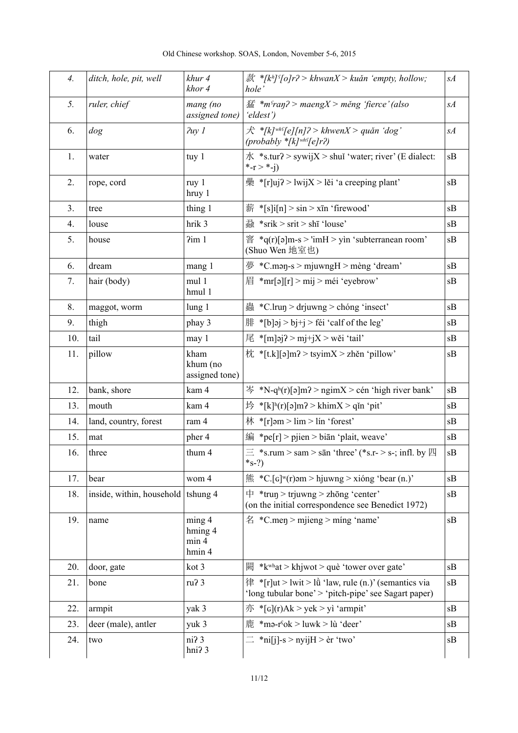| *4.* | *ditch, hole, pit, well* | *khur 4*<br>*khor 4* | *款 *[kʰ]ˤ[o]rʔ > khwanX > kuǎn 'empty, hollow; hole'* | *sA* |
|---|---|---|---|---|
| *5.* | *ruler, chief* | *mang (no assigned tone)* | *猛 *mˤraŋʔ > maengX > měng 'fierce' (also 'eldest')* | *sA* |
| 6. | *dog* | *ʔuy 1* | *犬 *[k]ʷʰˤ[e][n]ʔ > khwenX > quǎn 'dog' (probably *[k]ʷʰˤ[e]rʔ)* | *sA* |
| 1. | water | tuy 1 | 水 *s.turʔ > sywijX > shuǐ 'water; river' (E dialect: *-r > *-j) | sB |
| 2. | rope, cord | ruy 1<br>hruy 1 | 纍 *[r]ujʔ > lwijX > lěi 'a creeping plant' | sB |
| 3. | tree | thing 1 | 薪 *[s]i[n] > sin > xīn 'firewood' | sB |
| 4. | louse | hrik 3 | 蝨 *srik > srit > shī 'louse' | sB |
| 5. | house | ʔim 1 | 窨 *q(r)[ə]m-s > 'imH > yìn 'subterranean room' (Shuo Wen 地室也) | sB |
| 6. | dream | mang 1 | 夢 *C.məŋ-s > mjuwngH > mèng 'dream' | sB |
| 7. | hair (body) | mul 1<br>hmul 1 | 眉 *mr[ə][r] > mij > méi 'eyebrow' | sB |
| 8. | maggot, worm | lung 1 | 蟲 *C.lruŋ > drjuwng > chóng 'insect' | sB |
| 9. | thigh | phay 3 | 腓 *[b]əj > bj+j > féi 'calf of the leg' | sB |
| 10. | tail | may 1 | 尾 *[m]əjʔ > mj+jX > wěi 'tail' | sB |
| 11. | pillow | kham<br>khum (no assigned tone) | 枕 *[t.k][ə]mʔ > tsyimX > zhěn 'pillow' | sB |
| 12. | bank, shore | kam 4 | 岑 *N-qʰ(r)[ə]mʔ > ngimX > cén 'high river bank' | sB |
| 13. | mouth | kam 4 | 坅 *[k]ʰ(r)[ə]mʔ > khimX > qǐn 'pit' | sB |
| 14. | land, country, forest | ram 4 | 林 *[r]əm > lim > lín 'forest' | sB |
| 15. | mat | pher 4 | 編 *pe[r] > pjien > biān 'plait, weave' | sB |
| 16. | three | thum 4 | 三 *s.rum > sam > sān 'three' (*s.r- > s-; infl. by 四 *s-?) | sB |
| 17. | bear | wom 4 | 熊 *C.[ɢ]ʷ(r)əm > hjuwng > xióng 'bear (n.)' | sB |
| 18. | inside, within, household | tshung 4 | 中 *truŋ > trjuwng > zhōng 'center'<br>(on the initial correspondence see Benedict 1972) | sB |
| 19. | name | ming 4<br>hming 4<br>min 4<br>hmin 4 | 名 *C.meŋ > mjieng > míng 'name' | sB |
| 20. | door, gate | kot 3 | 闕 *kʷʰat > khjwot > què 'tower over gate' | sB |
| 21. | bone | ruʔ 3 | 律 *[r]ut > lwit > lǜ 'law, rule (n.)' (semantics via 'long tubular bone' > 'pitch-pipe' see Sagart paper) | sB |
| 22. | armpit | yak 3 | 亦 *[ɢ](r)Ak > yek > yì 'armpit' | sB |
| 23. | deer (male), antler | yuk 3 | 鹿 *mə-rˤok > luwk > lù 'deer' | sB |
| 24. | two | niʔ 3<br>hniʔ 3 | 二 *ni[j]-s > nyijH > èr 'two' | sB |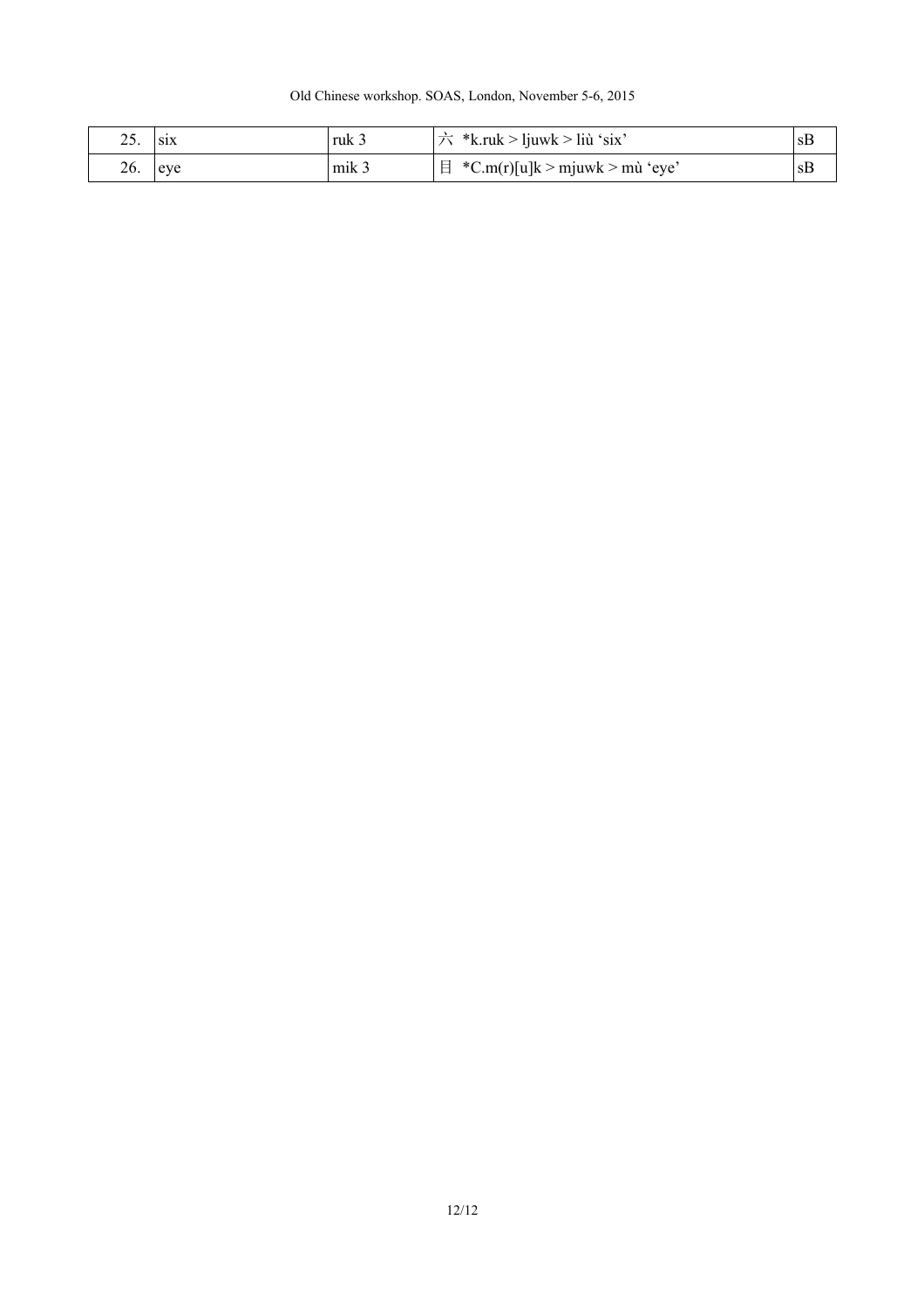| | | | | |
|---|---|---|---|---|
| 25. | six | ruk 3 | 六 *k.ruk > ljuwk > liù 'six' | sB |
| 26. | eye | mik 3 | 目 *C.m(r)[u]k > mjuwk > mù 'eye' | sB |